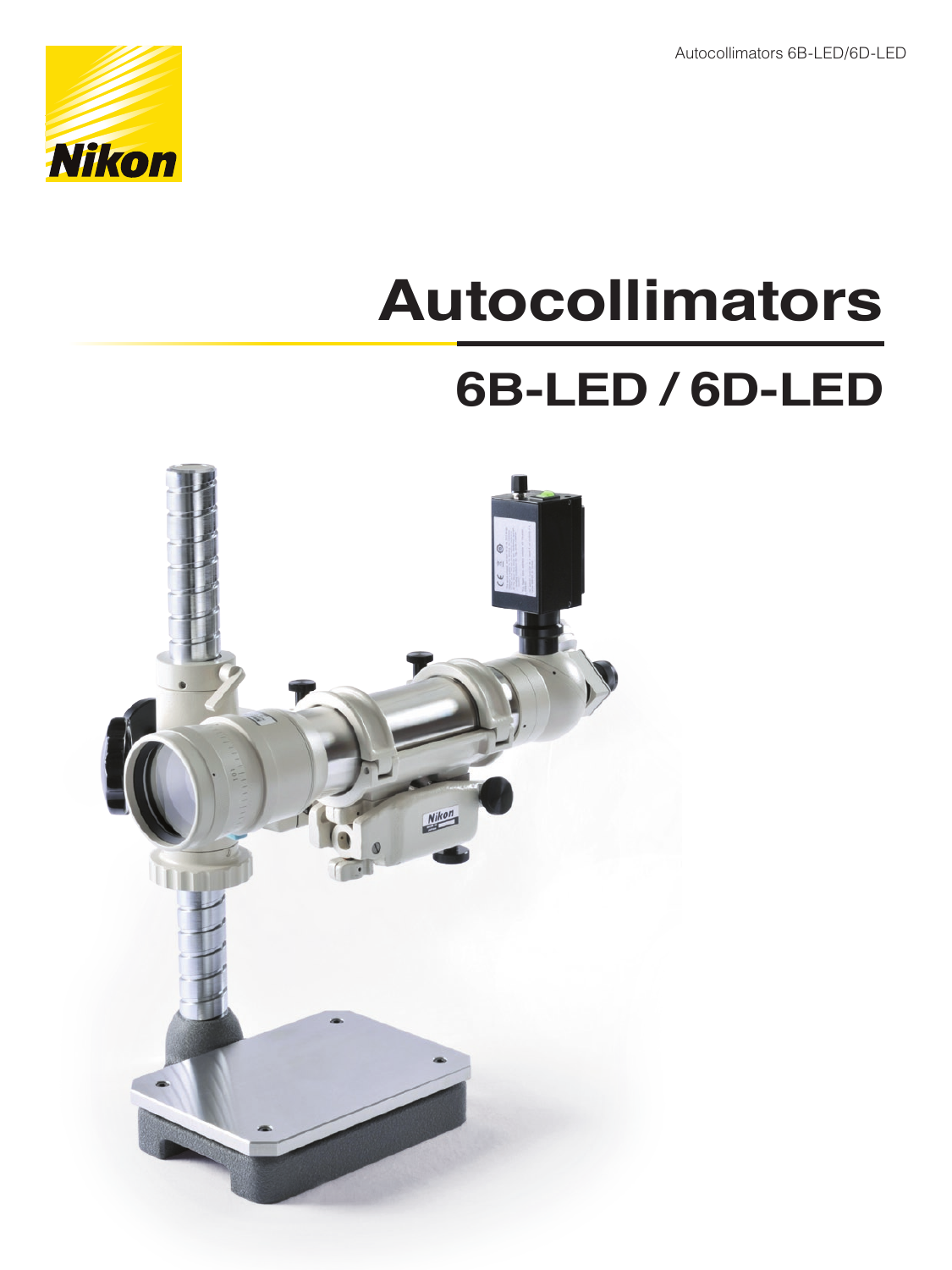# Autocollimators

## 6B-LED / 6D-LED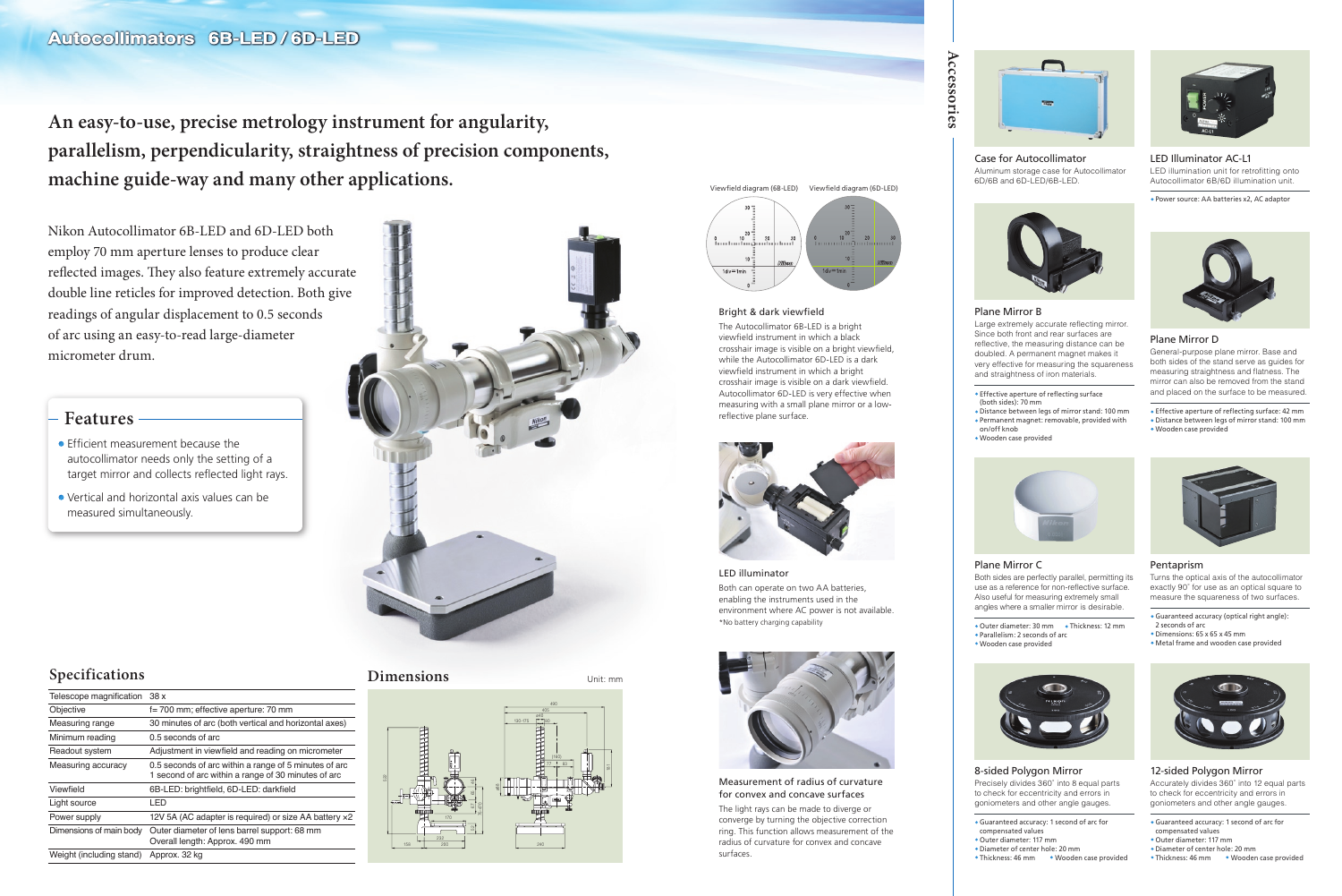# Autocollimators 6B-LED / 6D-LED

**An easy-to-use, precise metrology instrument for angularity, parallelism, perpendicularity, straightness of precision components, machine guide-way and many other applications.**

Nikon Autocollimator 6B-LED and 6D-LED both employ 70 mm aperture lenses to produce clear reflected images. They also feature extremely accurate double line reticles for improved detection. Both give readings of angular displacement to 0.5 seconds of arc using an easy-to-read large-diameter micrometer drum.

## Features

- Efficient measurement because the autocollimator needs only the setting of a target mirror and collects reflected light rays.
- Vertical and horizontal axis values can be measured simultaneously.

Viewfield diagram (6B-LED)　Viewfield diagram (6D-LED)

### Bright & dark viewfield

The Autocollimator 6B-LED is a bright viewfield instrument in which a black crosshair image is visible on a bright viewfield, while the Autocollimator 6D-LED is a dark viewfield instrument in which a bright crosshair image is visible on a dark viewfield. Autocollimator 6D-LED is very effective when measuring with a small plane mirror or a low-reflective plane surface.

### LED illuminator

Both can operate on two AA batteries, enabling the instruments used in the environment where AC power is not available.
*No battery charging capability

### Measurement of radius of curvature for convex and concave surfaces

The light rays can be made to diverge or converge by turning the objective correction ring. This function allows measurement of the radius of curvature for convex and concave surfaces.

## Specifications

| | |
|---|---|
| Telescope magnification | 38 x |
| Objective | f= 700 mm; effective aperture: 70 mm |
| Measuring range | 30 minutes of arc (both vertical and horizontal axes) |
| Minimum reading | 0.5 seconds of arc |
| Readout system | Adjustment in viewfield and reading on micrometer |
| Measuring accuracy | 0.5 seconds of arc within a range of 5 minutes of arc<br>1 second of arc within a range of 30 minutes of arc |
| Viewfield | 6B-LED: brightfield, 6D-LED: darkfield |
| Light source | LED |
| Power supply | 12V 5A (AC adapter is required) or size AA battery x2 |
| Dimensions of main body | Outer diameter of lens barrel support: 68 mm<br>Overall length: Approx. 490 mm |
| Weight (including stand) | Approx. 32 kg |

## Dimensions

Unit: mm

## Accessories

### Case for Autocollimator

Aluminum storage case for Autocollimator 6D/6B and 6D-LED/6B-LED.

### LED Illuminator AC-L1

LED illumination unit for retrofitting onto Autocollimator 6B/6D illumination unit.

- Power source: AA batteries x2, AC adaptor

### Plane Mirror B

Large extremely accurate reflecting mirror. Since both front and rear surfaces are reflective, the measuring distance can be doubled. A permanent magnet makes it very effective for measuring the squareness and straightness of iron materials.

- Effective aperture of reflecting surface (both sides): 70 mm
- Distance between legs of mirror stand: 100 mm
- Permanent magnet: removable, provided with on/off knob
- Wooden case provided

### Plane Mirror D

General-purpose plane mirror. Base and both sides of the stand serve as guides for measuring straightness and flatness. The mirror can also be removed from the stand and placed on the surface to be measured.

- Effective aperture of reflecting surface: 42 mm
- Distance between legs of mirror stand: 100 mm
- Wooden case provided

### Plane Mirror C

Both sides are perfectly parallel, permitting its use as a reference for non-reflective surface. Also useful for measuring extremely small angles where a smaller mirror is desirable.

- Outer diameter: 30 mm
- Thickness: 12 mm
- Parallelism: 2 seconds of arc
- Wooden case provided

### Pentaprism

Turns the optical axis of the autocollimator exactly 90° for use as an optical square to measure the squareness of two surfaces.

- Guaranteed accuracy (optical right angle): 2 seconds of arc
- Dimensions: 65 x 65 x 45 mm
- Metal frame and wooden case provided

### 8-sided Polygon Mirror

Precisely divides 360° into 8 equal parts to check for eccentricity and errors in goniometers and other angle gauges.

- Guaranteed accuracy: 1 second of arc for compensated values
- Outer diameter: 117 mm
- Diameter of center hole: 20 mm
- Thickness: 46 mm
- Wooden case provided

### 12-sided Polygon Mirror

Accurately divides 360° into 12 equal parts to check for eccentricity and errors in goniometers and other angle gauges.

- Guaranteed accuracy: 1 second of arc for compensated values
- Outer diameter: 117 mm
- Diameter of center hole: 20 mm
- Thickness: 46 mm
- Wooden case provided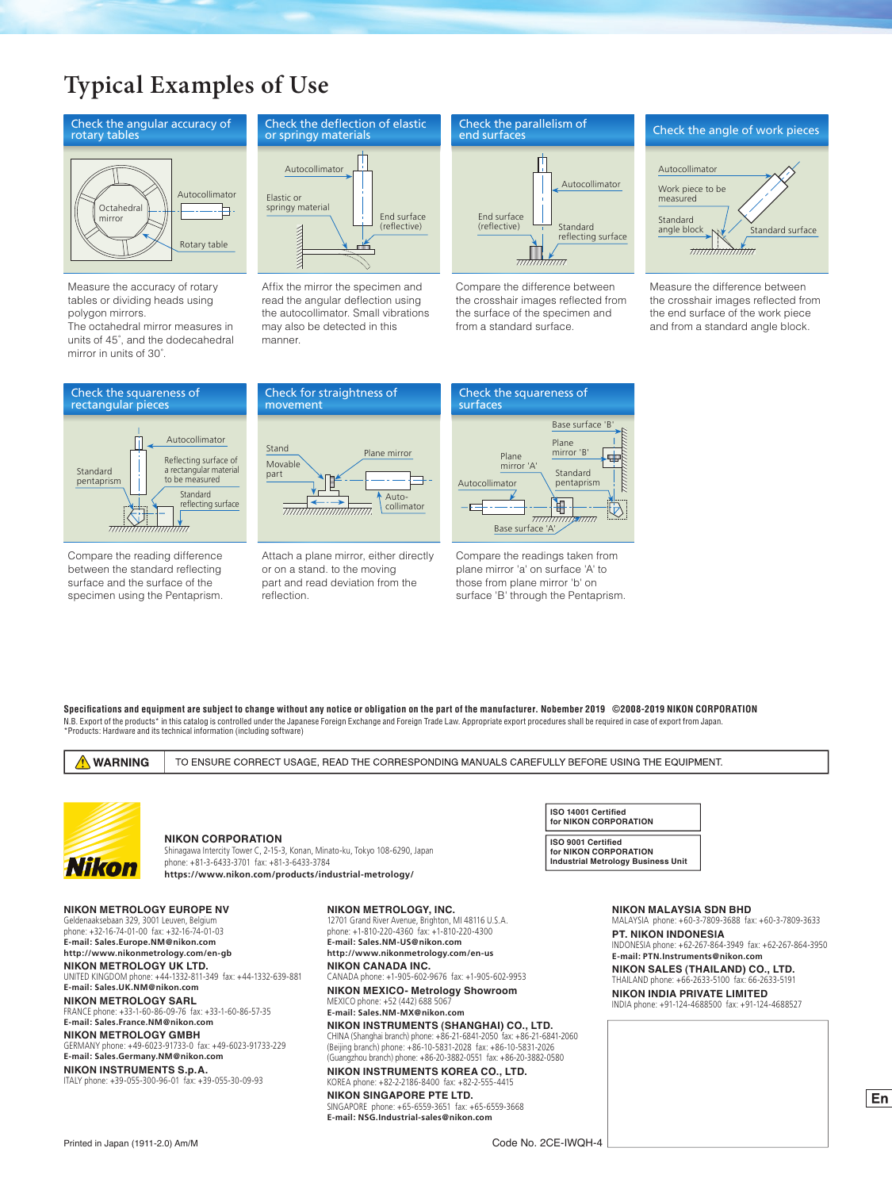# Typical Examples of Use

### Check the angular accuracy of rotary tables

Octahedral mirror
Autocollimator
Rotary table

Measure the accuracy of rotary tables or dividing heads using polygon mirrors.
The octahedral mirror measures in units of 45˚, and the dodecahedral mirror in units of 30˚.

### Check the deflection of elastic or springy materials

Autocollimator
Elastic or springy material
End surface (reflective)

Affix the mirror the specimen and read the angular deflection using the autocollimator. Small vibrations may also be detected in this manner.

### Check the parallelism of end surfaces

Autocollimator
End surface (reflective)
Standard reflecting surface

Compare the difference between the crosshair images reflected from the surface of the specimen and from a standard surface.

### Check the angle of work pieces

Autocollimator
Work piece to be measured
Standard angle block
Standard surface

Measure the difference between the crosshair images reflected from the end surface of the work piece and from a standard angle block.

### Check the squareness of rectangular pieces

Autocollimator
Standard pentaprism
Reflecting surface of a rectangular material to be measured
Standard reflecting surface

Compare the reading difference between the standard reflecting surface and the surface of the specimen using the Pentaprism.

### Check for straightness of movement

Stand
Movable part
Plane mirror
Auto-collimator

Attach a plane mirror, either directly or on a stand. to the moving part and read deviation from the reflection.

### Check the squareness of surfaces

Base surface 'B'
Plane mirror 'B'
Plane mirror 'A'
Standard pentaprism
Autocollimator
Base surface 'A'

Compare the readings taken from plane mirror 'a' on surface 'A' to those from plane mirror 'b' on surface 'B' through the Pentaprism.

**Specifications and equipment are subject to change without any notice or obligation on the part of the manufacturer. Nobember 2019 ©2008-2019 NIKON CORPORATION**
N.B. Export of the products* in this catalog is controlled under the Japanese Foreign Exchange and Foreign Trade Law. Appropriate export procedures shall be required in case of export from Japan.
*Products: Hardware and its technical information (including software)

| **⚠ WARNING** | TO ENSURE CORRECT USAGE, READ THE CORRESPONDING MANUALS CAREFULLY BEFORE USING THE EQUIPMENT. |
|---|---|

Nikon

**NIKON CORPORATION**
Shinagawa Intercity Tower C, 2-15-3, Konan, Minato-ku, Tokyo 108-6290, Japan
phone: +81-3-6433-3701 fax: +81-3-6433-3784
**https://www.nikon.com/products/industrial-metrology/**

**ISO 14001 Certified**
**for NIKON CORPORATION**

**ISO 9001 Certified**
**for NIKON CORPORATION**
**Industrial Metrology Business Unit**

**NIKON METROLOGY EUROPE NV**
Geldenaaksebaan 329, 3001 Leuven, Belgium
phone: +32-16-74-01-00 fax: +32-16-74-01-03
**E-mail: Sales.Europe.NM@nikon.com**
**http://www.nikonmetrology.com/en-gb**

**NIKON METROLOGY UK LTD.**
UNITED KINGDOM phone: +44-1332-811-349 fax: +44-1332-639-881
**E-mail: Sales.UK.NM@nikon.com**

**NIKON METROLOGY SARL**
FRANCE phone: +33-1-60-86-09-76 fax: +33-1-60-86-57-35
**E-mail: Sales.France.NM@nikon.com**

**NIKON METROLOGY GMBH**
GERMANY phone: +49-6023-91733-0 fax: +49-6023-91733-229
**E-mail: Sales.Germany.NM@nikon.com**

**NIKON INSTRUMENTS S.p.A.**
ITALY phone: +39-055-300-96-01 fax: +39-055-30-09-93

**NIKON METROLOGY, INC.**
12701 Grand River Avenue, Brighton, MI 48116 U.S.A.
phone: +1-810-220-4360 fax: +1-810-220-4300
**E-mail: Sales.NM-US@nikon.com**
**http://www.nikonmetrology.com/en-us**

**NIKON CANADA INC.**
CANADA phone: +1-905-602-9676 fax: +1-905-602-9953

**NIKON MEXICO- Metrology Showroom**
MEXICO phone: +52 (442) 688 5067
**E-mail: Sales.NM-MX@nikon.com**

**NIKON INSTRUMENTS (SHANGHAI) CO., LTD.**
CHINA (Shanghai branch) phone: +86-21-6841-2050 fax: +86-21-6841-2060
(Beijing branch) phone: +86-10-5831-2028 fax: +86-10-5831-2026
(Guangzhou branch) phone: +86-20-3882-0551 fax: +86-20-3882-0580

**NIKON INSTRUMENTS KOREA CO., LTD.**
KOREA phone: +82-2-2186-8400 fax: +82-2-555-4415

**NIKON SINGAPORE PTE LTD.**
SINGAPORE phone: +65-6559-3651 fax: +65-6559-3668
**E-mail: NSG.Industrial-sales@nikon.com**

**NIKON MALAYSIA SDN BHD**
MALAYSIA phone: +60-3-7809-3688 fax: +60-3-7809-3633

**PT. NIKON INDONESIA**
INDONESIA phone: +62-267-864-3949 fax: +62-267-864-3950
**E-mail: PTN.Instruments@nikon.com**

**NIKON SALES (THAILAND) CO., LTD.**
THAILAND phone: +66-2633-5100 fax: 66-2633-5191

**NIKON INDIA PRIVATE LIMITED**
INDIA phone: +91-124-4688500 fax: +91-124-4688527

En

Printed in Japan (1911-2.0) Am/M

Code No. 2CE-IWQH-4